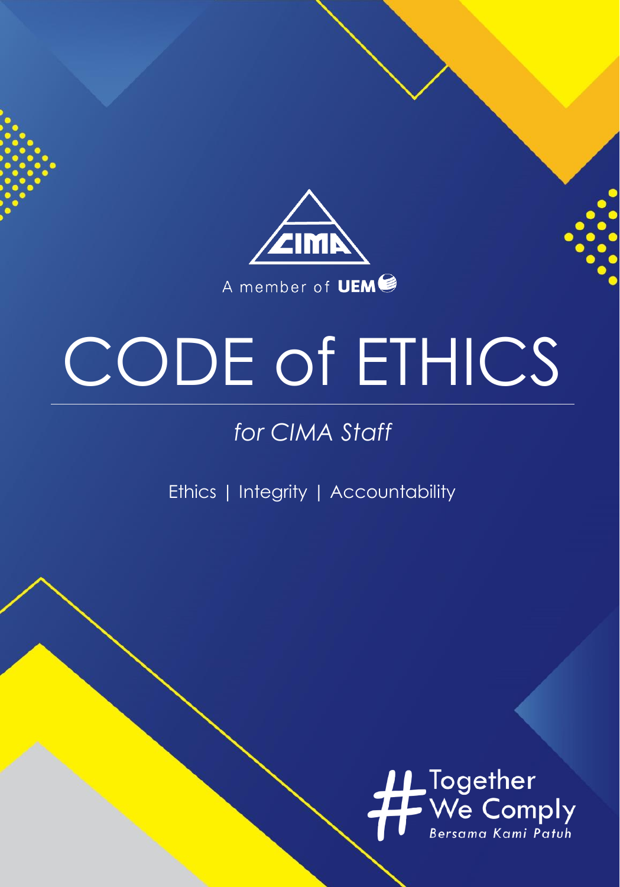CIMA

A member of UEM

# CODE of ETHICS

*for CIMA Staff*

Ethics | Integrity | Accountability

#Together We Comply

*Bersama Kami Patuh*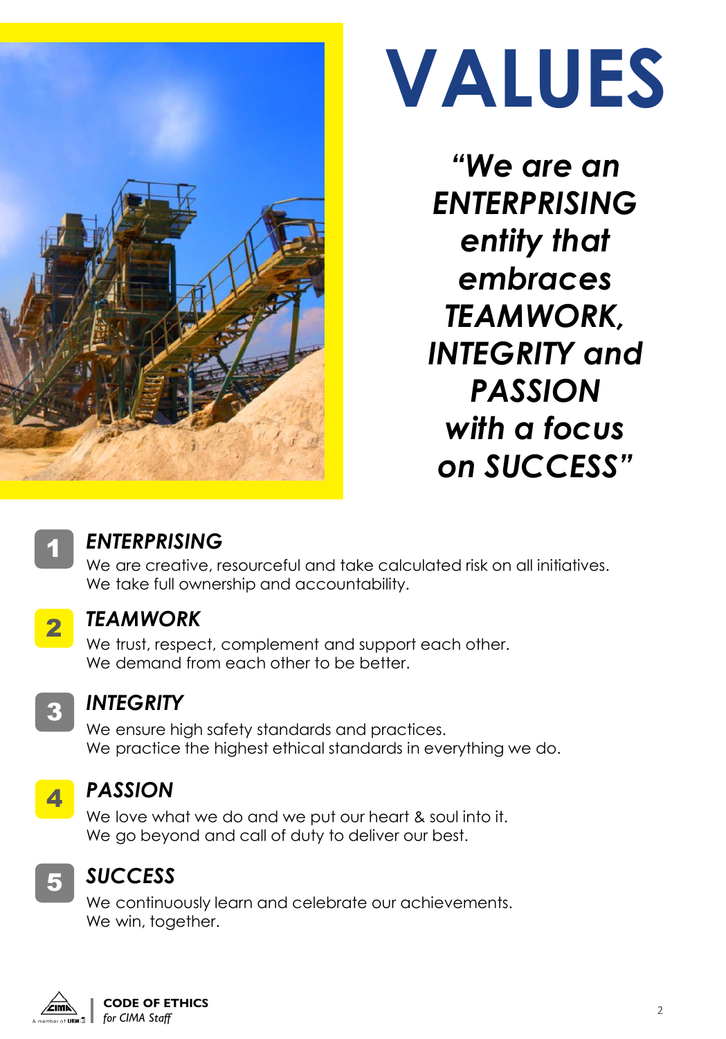# VALUES

***"We are an ENTERPRISING entity that embraces TEAMWORK, INTEGRITY and PASSION with a focus on SUCCESS"***

## 1 *ENTERPRISING*

We are creative, resourceful and take calculated risk on all initiatives.
We take full ownership and accountability.

## 2 *TEAMWORK*

We trust, respect, complement and support each other.
We demand from each other to be better.

## 3 *INTEGRITY*

We ensure high safety standards and practices.
We practice the highest ethical standards in everything we do.

## 4 *PASSION*

We love what we do and we put our heart & soul into it.
We go beyond and call of duty to deliver our best.

## 5 *SUCCESS*

We continuously learn and celebrate our achievements.
We win, together.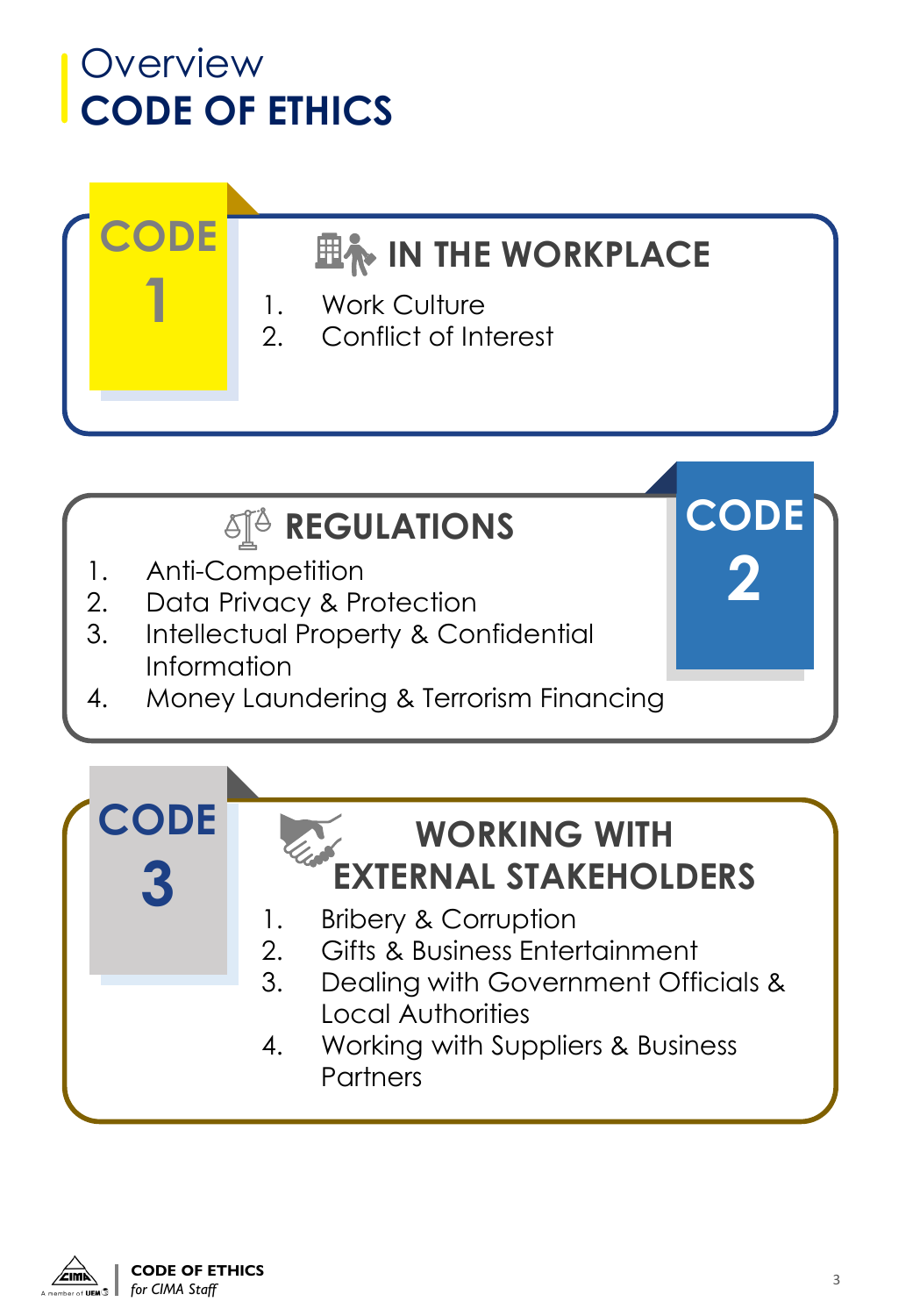# Overview
# CODE OF ETHICS

## CODE 1

### IN THE WORKPLACE

1. Work Culture
2. Conflict of Interest

## CODE 2

### REGULATIONS

1. Anti-Competition
2. Data Privacy & Protection
3. Intellectual Property & Confidential Information
4. Money Laundering & Terrorism Financing

## CODE 3

### WORKING WITH EXTERNAL STAKEHOLDERS

1. Bribery & Corruption
2. Gifts & Business Entertainment
3. Dealing with Government Officials & Local Authorities
4. Working with Suppliers & Business Partners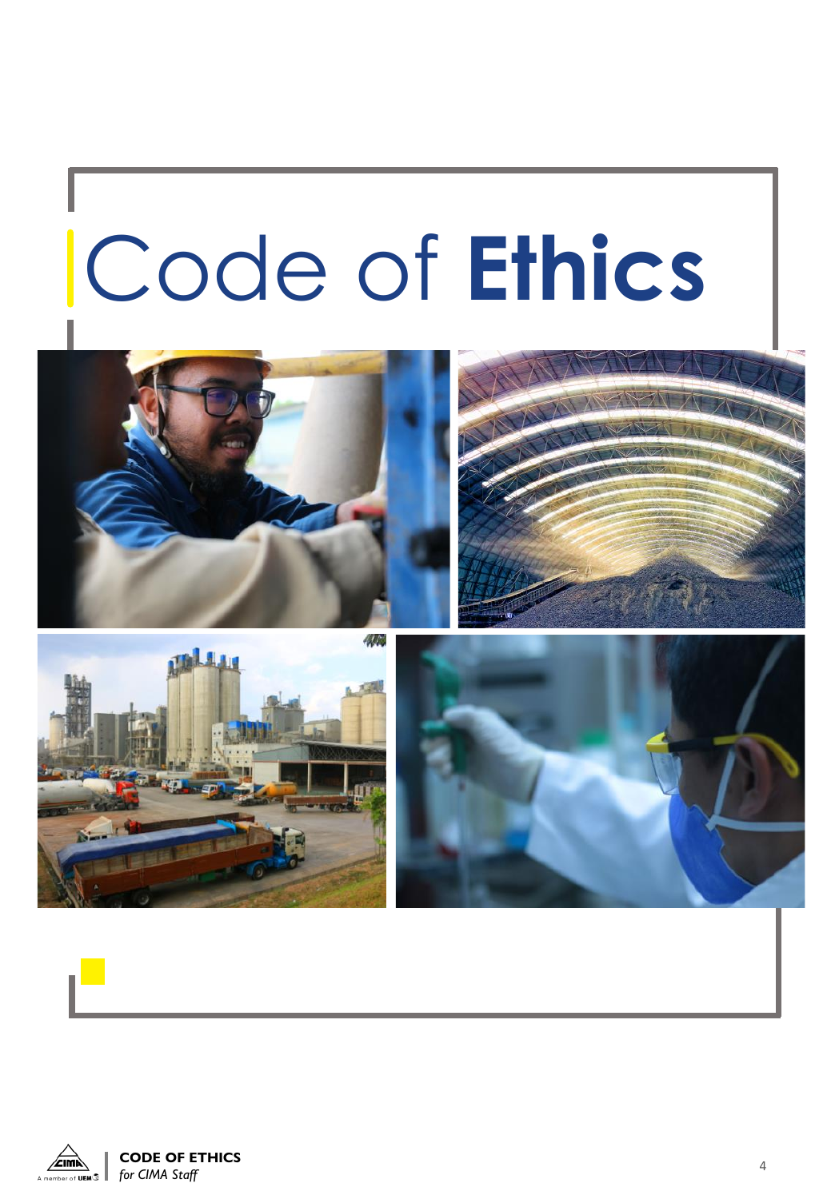# Code of **Ethics**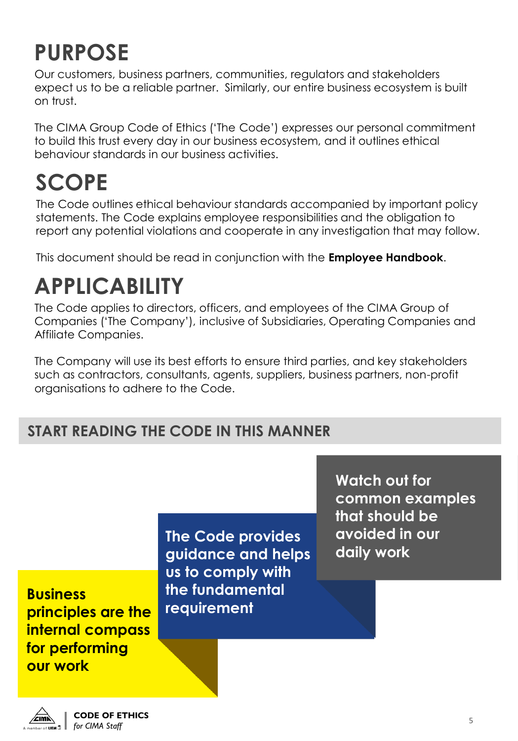# PURPOSE

Our customers, business partners, communities, regulators and stakeholders expect us to be a reliable partner. Similarly, our entire business ecosystem is built on trust.

The CIMA Group Code of Ethics ('The Code') expresses our personal commitment to build this trust every day in our business ecosystem, and it outlines ethical behaviour standards in our business activities.

# SCOPE

The Code outlines ethical behaviour standards accompanied by important policy statements. The Code explains employee responsibilities and the obligation to report any potential violations and cooperate in any investigation that may follow.

This document should be read in conjunction with the **Employee Handbook**.

# APPLICABILITY

The Code applies to directors, officers, and employees of the CIMA Group of Companies ('The Company'), inclusive of Subsidiaries, Operating Companies and Affiliate Companies.

The Company will use its best efforts to ensure third parties, and key stakeholders such as contractors, consultants, agents, suppliers, business partners, non-profit organisations to adhere to the Code.

## START READING THE CODE IN THIS MANNER

**Business principles are the internal compass for performing our work**

**The Code provides guidance and helps us to comply with the fundamental requirement**

**Watch out for common examples that should be avoided in our daily work**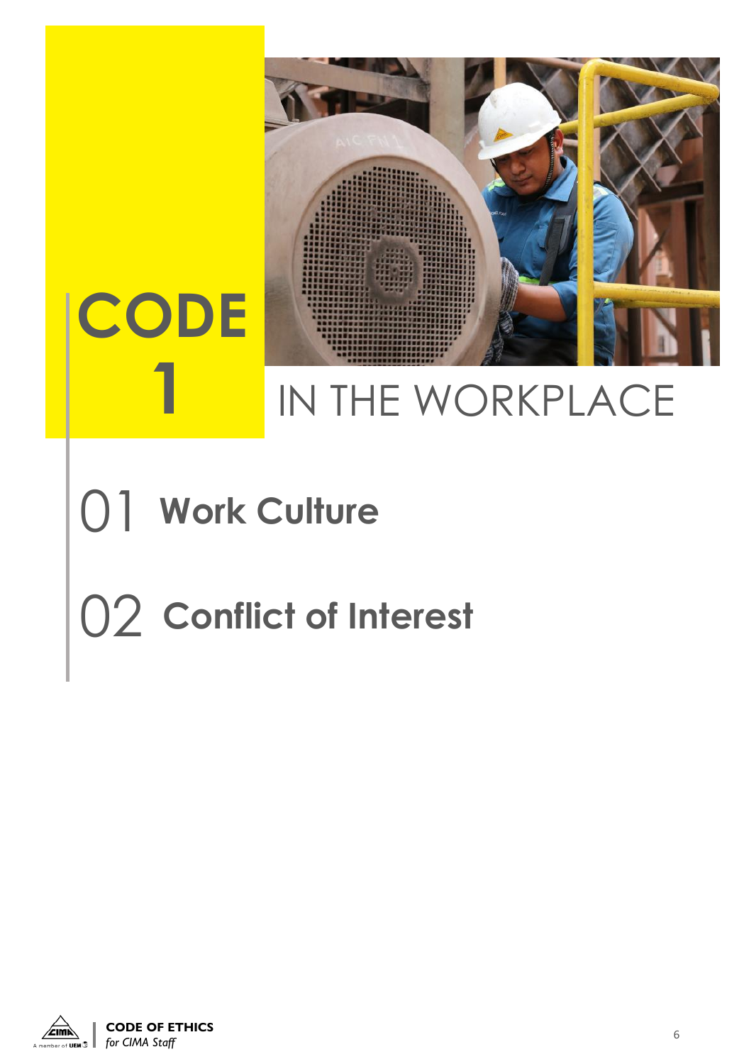# CODE 1 IN THE WORKPLACE

## 01 Work Culture

## 02 Conflict of Interest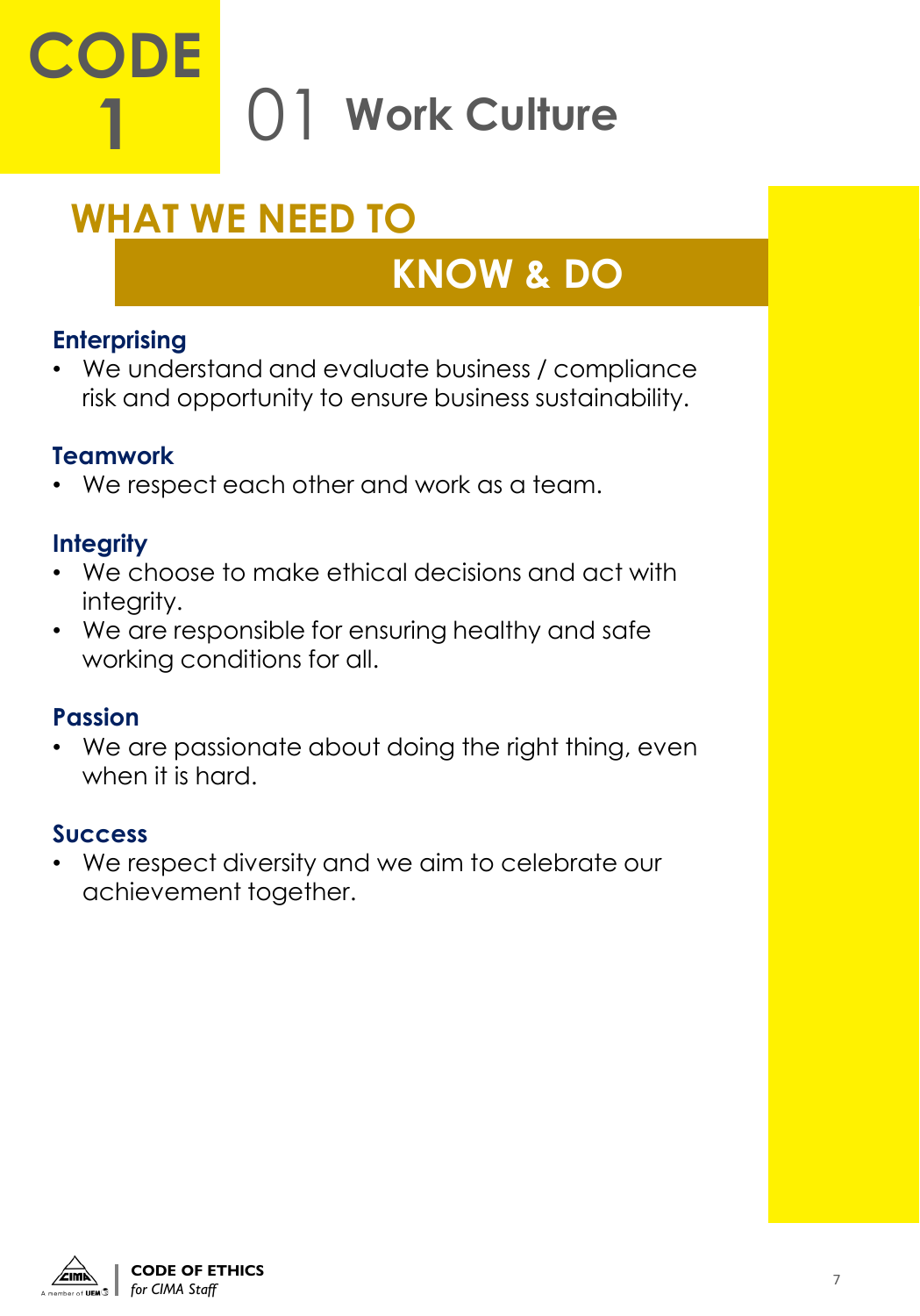# CODE 1

# 01 Work Culture

## WHAT WE NEED TO KNOW & DO

### Enterprising

- We understand and evaluate business / compliance risk and opportunity to ensure business sustainability.

### Teamwork

- We respect each other and work as a team.

### Integrity

- We choose to make ethical decisions and act with integrity.
- We are responsible for ensuring healthy and safe working conditions for all.

### Passion

- We are passionate about doing the right thing, even when it is hard.

### Success

- We respect diversity and we aim to celebrate our achievement together.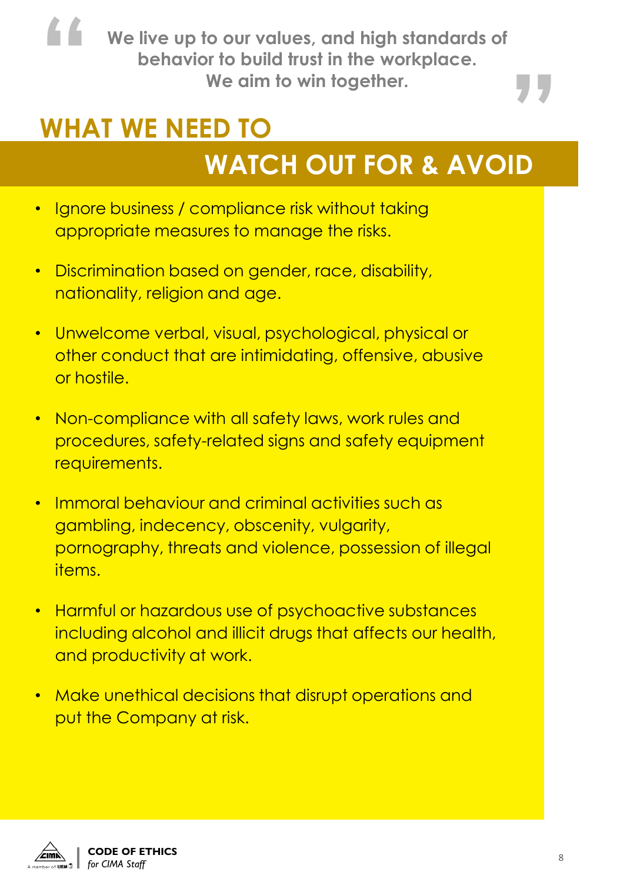> "We live up to our values, and high standards of behavior to build trust in the workplace. We aim to win together."

## WHAT WE NEED TO WATCH OUT FOR & AVOID

- Ignore business / compliance risk without taking appropriate measures to manage the risks.
- Discrimination based on gender, race, disability, nationality, religion and age.
- Unwelcome verbal, visual, psychological, physical or other conduct that are intimidating, offensive, abusive or hostile.
- Non-compliance with all safety laws, work rules and procedures, safety-related signs and safety equipment requirements.
- Immoral behaviour and criminal activities such as gambling, indecency, obscenity, vulgarity, pornography, threats and violence, possession of illegal items.
- Harmful or hazardous use of psychoactive substances including alcohol and illicit drugs that affects our health, and productivity at work.
- Make unethical decisions that disrupt operations and put the Company at risk.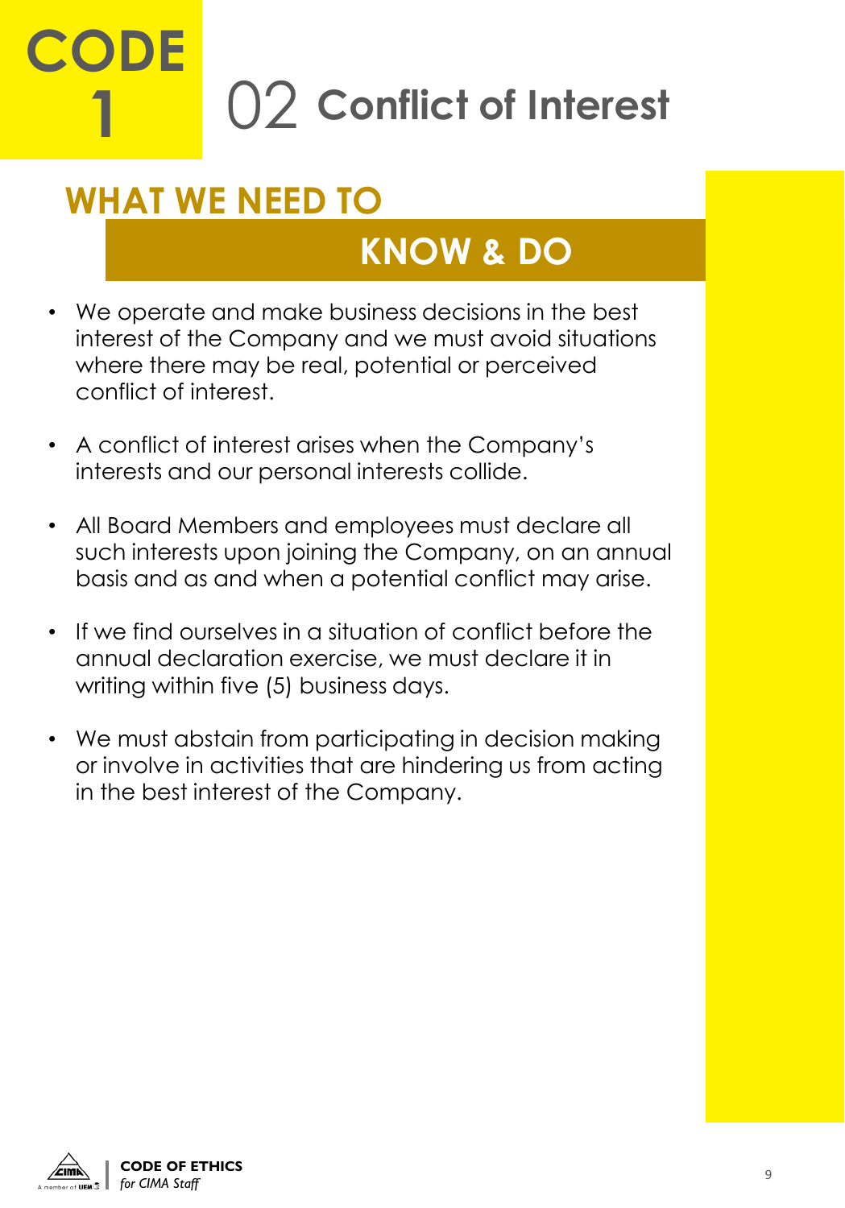# CODE 1

## 02 Conflict of Interest

### WHAT WE NEED TO KNOW & DO

- We operate and make business decisions in the best interest of the Company and we must avoid situations where there may be real, potential or perceived conflict of interest.
- A conflict of interest arises when the Company's interests and our personal interests collide.
- All Board Members and employees must declare all such interests upon joining the Company, on an annual basis and as and when a potential conflict may arise.
- If we find ourselves in a situation of conflict before the annual declaration exercise, we must declare it in writing within five (5) business days.
- We must abstain from participating in decision making or involve in activities that are hindering us from acting in the best interest of the Company.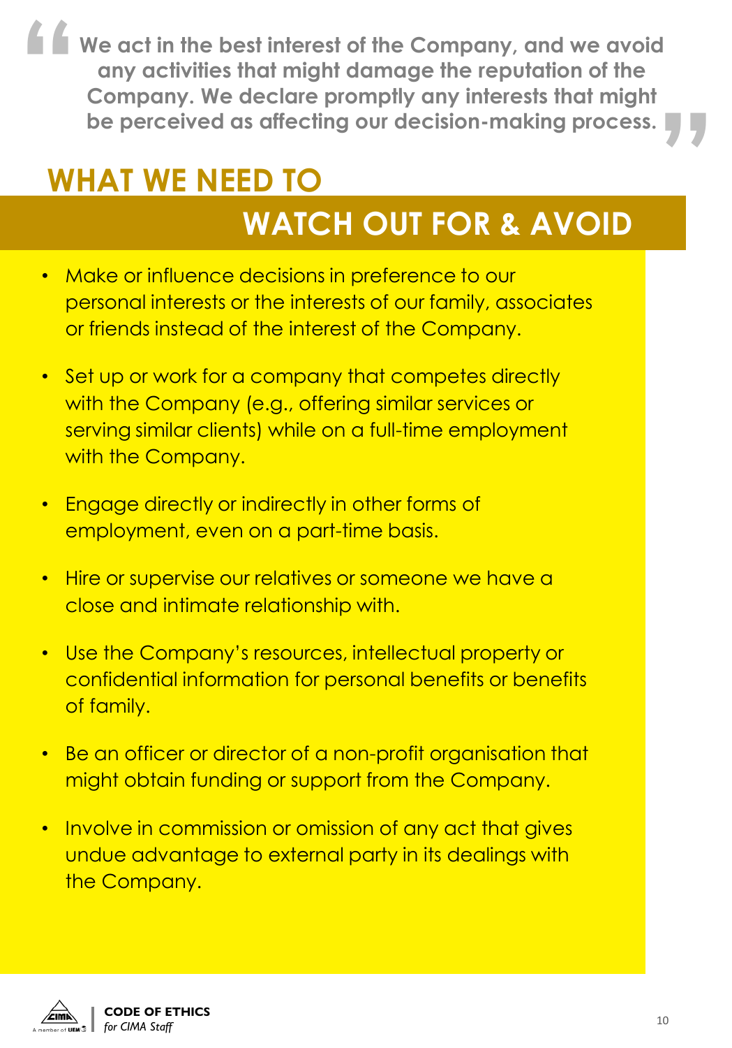> We act in the best interest of the Company, and we avoid any activities that might damage the reputation of the Company. We declare promptly any interests that might be perceived as affecting our decision-making process.

## WHAT WE NEED TO WATCH OUT FOR & AVOID

- Make or influence decisions in preference to our personal interests or the interests of our family, associates or friends instead of the interest of the Company.
- Set up or work for a company that competes directly with the Company (e.g., offering similar services or serving similar clients) while on a full-time employment with the Company.
- Engage directly or indirectly in other forms of employment, even on a part-time basis.
- Hire or supervise our relatives or someone we have a close and intimate relationship with.
- Use the Company's resources, intellectual property or confidential information for personal benefits or benefits of family.
- Be an officer or director of a non-profit organisation that might obtain funding or support from the Company.
- Involve in commission or omission of any act that gives undue advantage to external party in its dealings with the Company.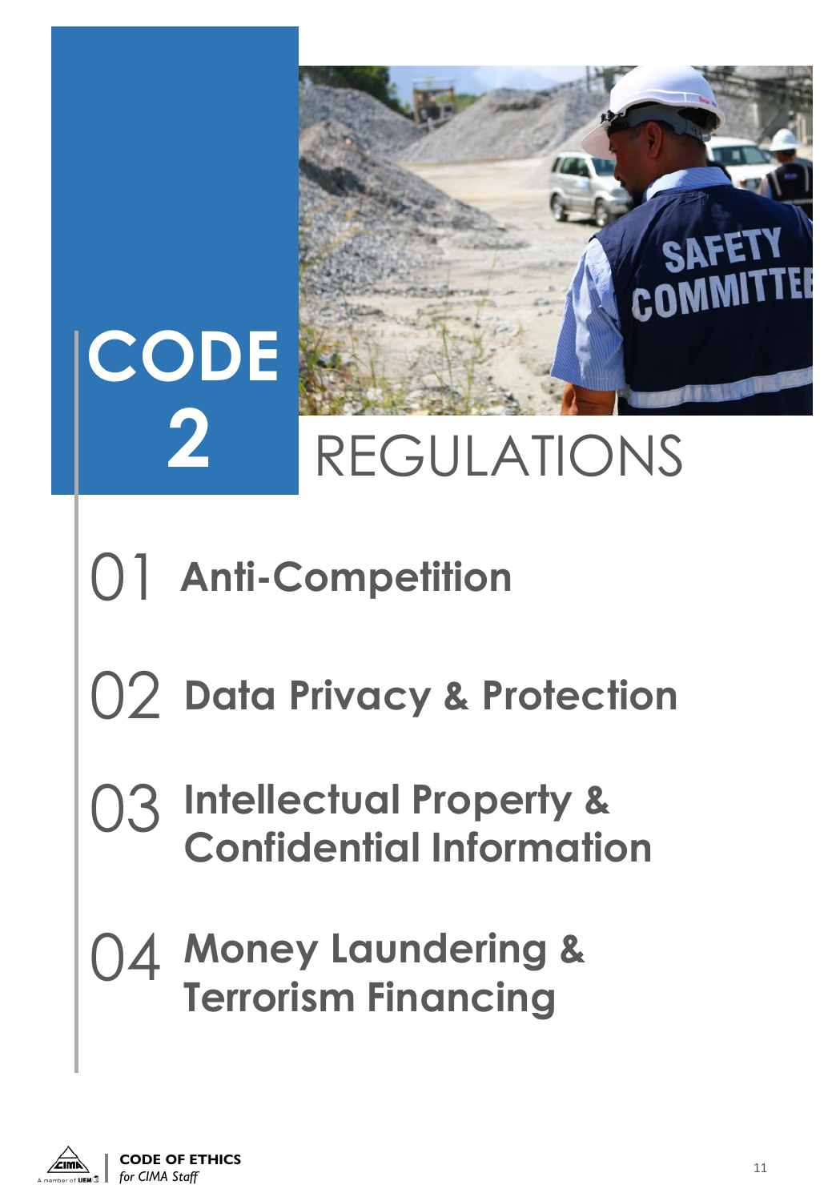# CODE 2

# REGULATIONS

## 01 Anti-Competition

## 02 Data Privacy & Protection

## 03 Intellectual Property & Confidential Information

## 04 Money Laundering & Terrorism Financing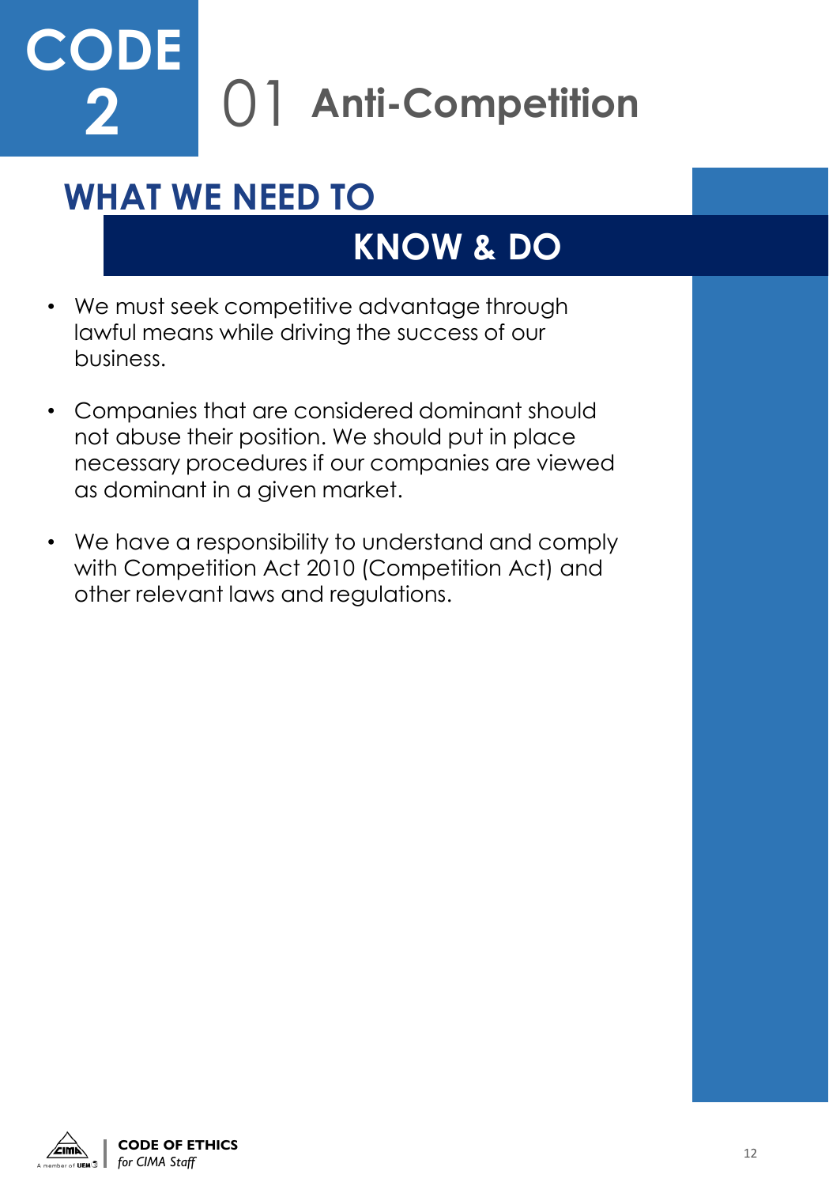# CODE 2

## 01 Anti-Competition

### WHAT WE NEED TO KNOW & DO

- We must seek competitive advantage through lawful means while driving the success of our business.
- Companies that are considered dominant should not abuse their position. We should put in place necessary procedures if our companies are viewed as dominant in a given market.
- We have a responsibility to understand and comply with Competition Act 2010 (Competition Act) and other relevant laws and regulations.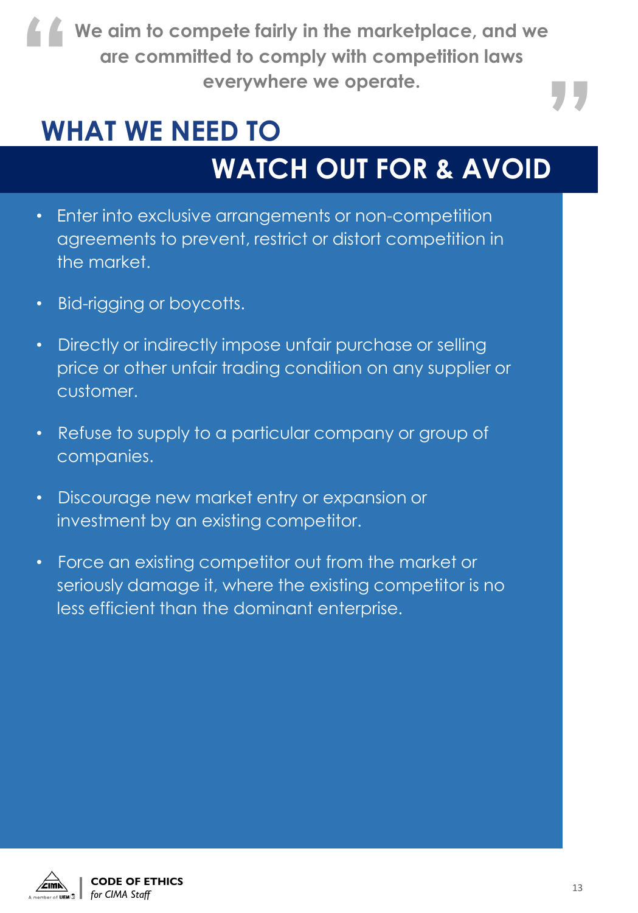> **We aim to compete fairly in the marketplace, and we are committed to comply with competition laws everywhere we operate.**

## WHAT WE NEED TO WATCH OUT FOR & AVOID

- Enter into exclusive arrangements or non-competition agreements to prevent, restrict or distort competition in the market.
- Bid-rigging or boycotts.
- Directly or indirectly impose unfair purchase or selling price or other unfair trading condition on any supplier or customer.
- Refuse to supply to a particular company or group of companies.
- Discourage new market entry or expansion or investment by an existing competitor.
- Force an existing competitor out from the market or seriously damage it, where the existing competitor is no less efficient than the dominant enterprise.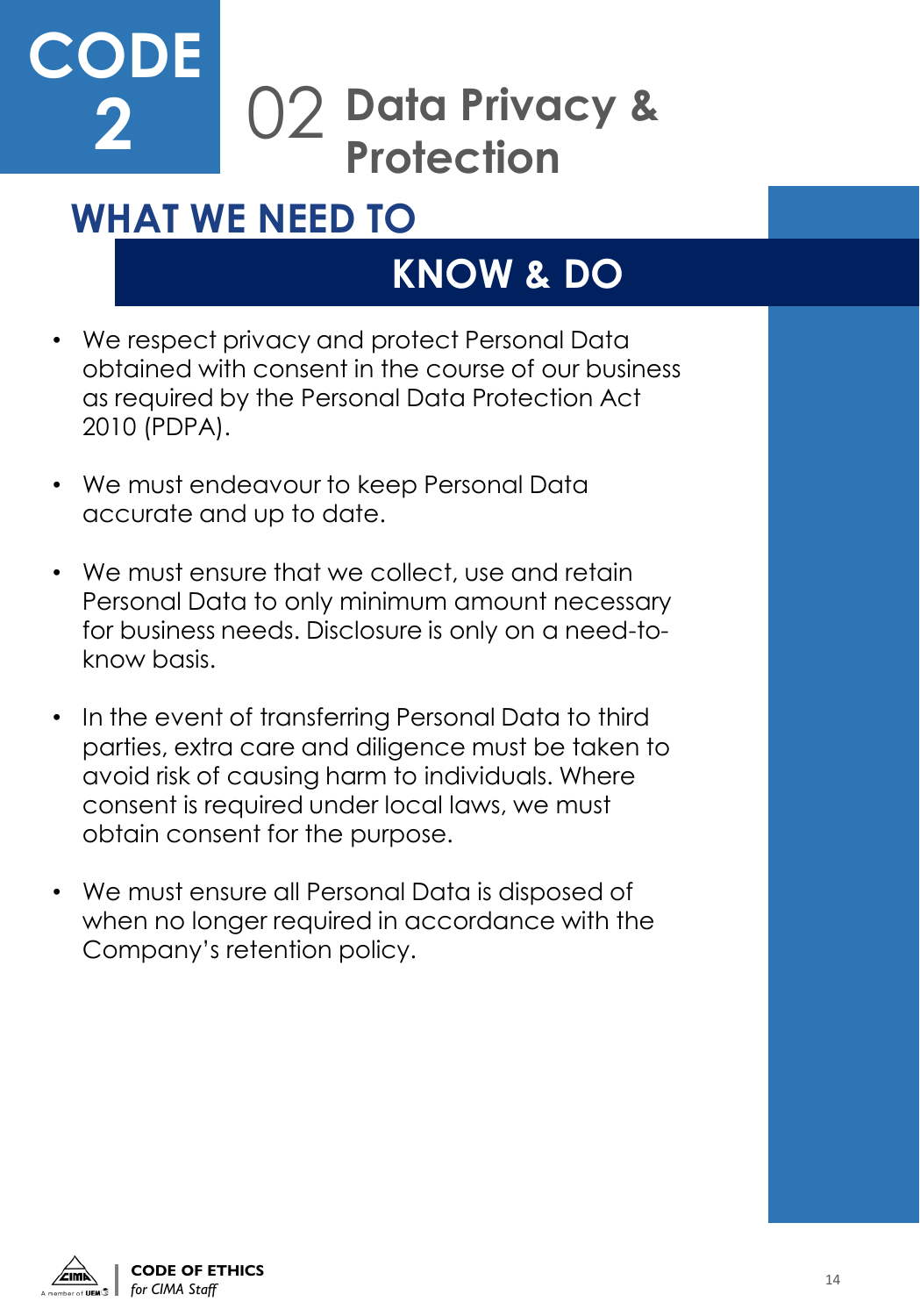# CODE 2

## 02 Data Privacy & Protection

### WHAT WE NEED TO KNOW & DO

- We respect privacy and protect Personal Data obtained with consent in the course of our business as required by the Personal Data Protection Act 2010 (PDPA).
- We must endeavour to keep Personal Data accurate and up to date.
- We must ensure that we collect, use and retain Personal Data to only minimum amount necessary for business needs. Disclosure is only on a need-to-know basis.
- In the event of transferring Personal Data to third parties, extra care and diligence must be taken to avoid risk of causing harm to individuals. Where consent is required under local laws, we must obtain consent for the purpose.
- We must ensure all Personal Data is disposed of when no longer required in accordance with the Company's retention policy.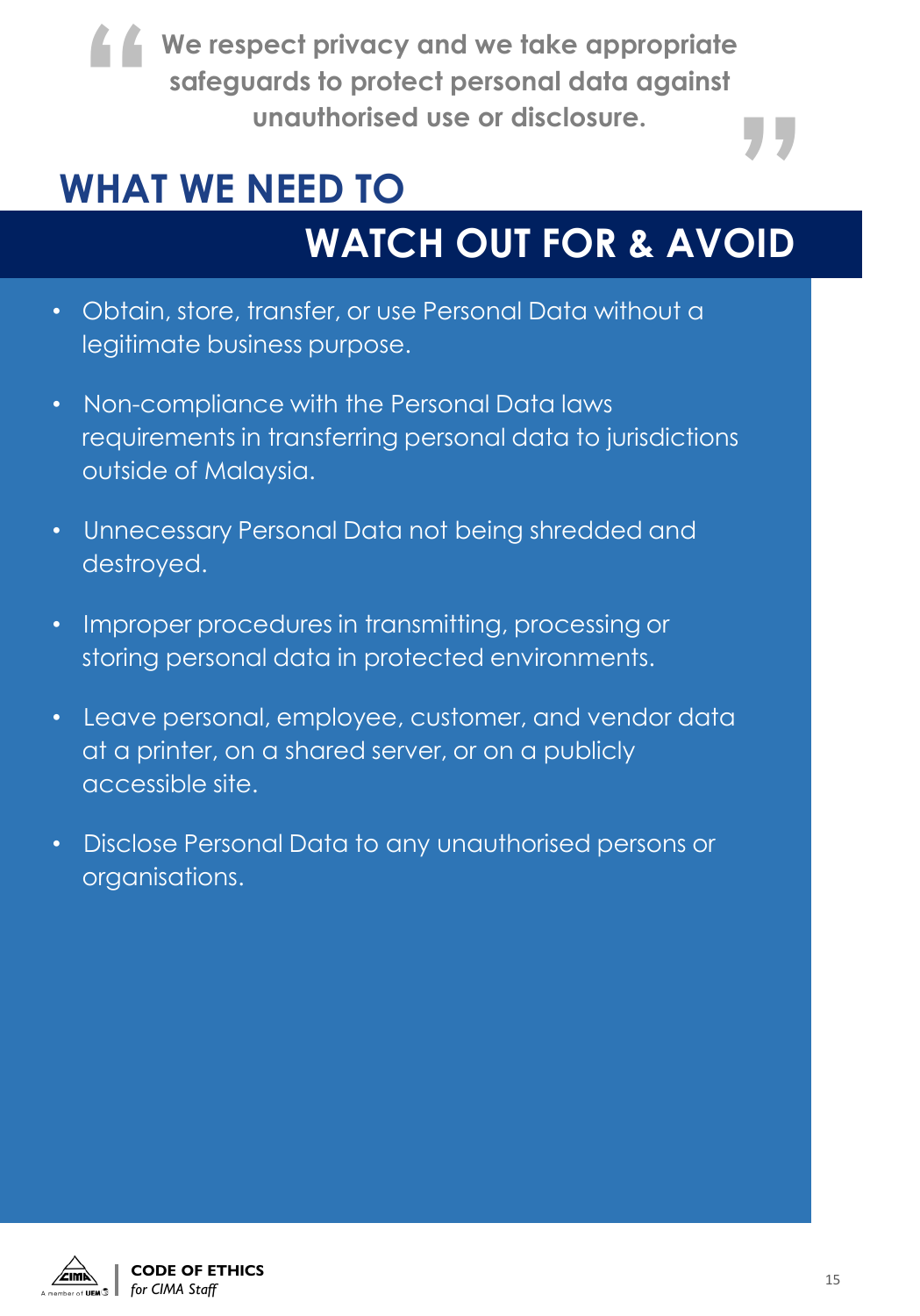> **We respect privacy and we take appropriate safeguards to protect personal data against unauthorised use or disclosure.**

# WHAT WE NEED TO WATCH OUT FOR & AVOID

- Obtain, store, transfer, or use Personal Data without a legitimate business purpose.
- Non-compliance with the Personal Data laws requirements in transferring personal data to jurisdictions outside of Malaysia.
- Unnecessary Personal Data not being shredded and destroyed.
- Improper procedures in transmitting, processing or storing personal data in protected environments.
- Leave personal, employee, customer, and vendor data at a printer, on a shared server, or on a publicly accessible site.
- Disclose Personal Data to any unauthorised persons or organisations.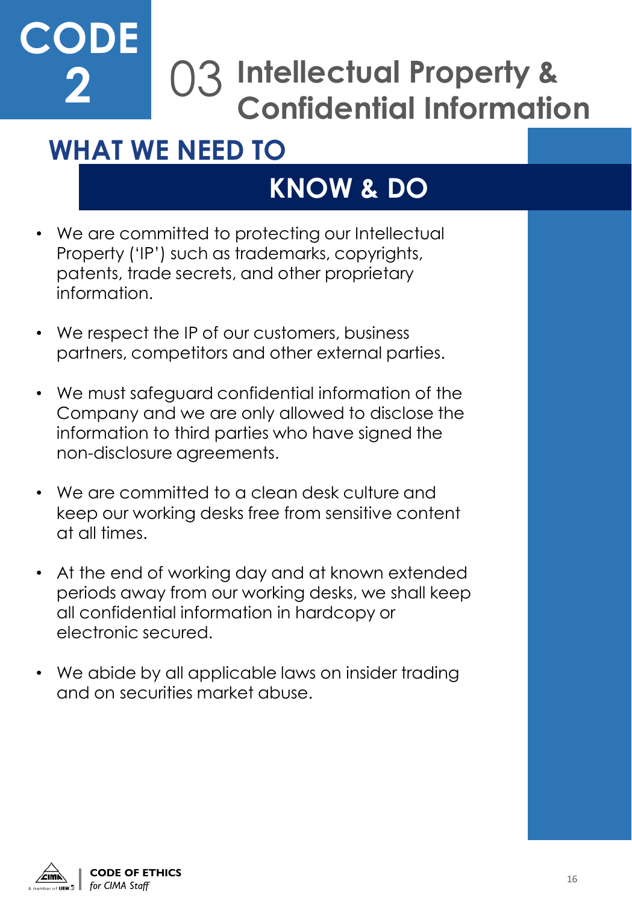# CODE 2

## 03 Intellectual Property & Confidential Information

### WHAT WE NEED TO KNOW & DO

- We are committed to protecting our Intellectual Property ('IP') such as trademarks, copyrights, patents, trade secrets, and other proprietary information.
- We respect the IP of our customers, business partners, competitors and other external parties.
- We must safeguard confidential information of the Company and we are only allowed to disclose the information to third parties who have signed the non-disclosure agreements.
- We are committed to a clean desk culture and keep our working desks free from sensitive content at all times.
- At the end of working day and at known extended periods away from our working desks, we shall keep all confidential information in hardcopy or electronic secured.
- We abide by all applicable laws on insider trading and on securities market abuse.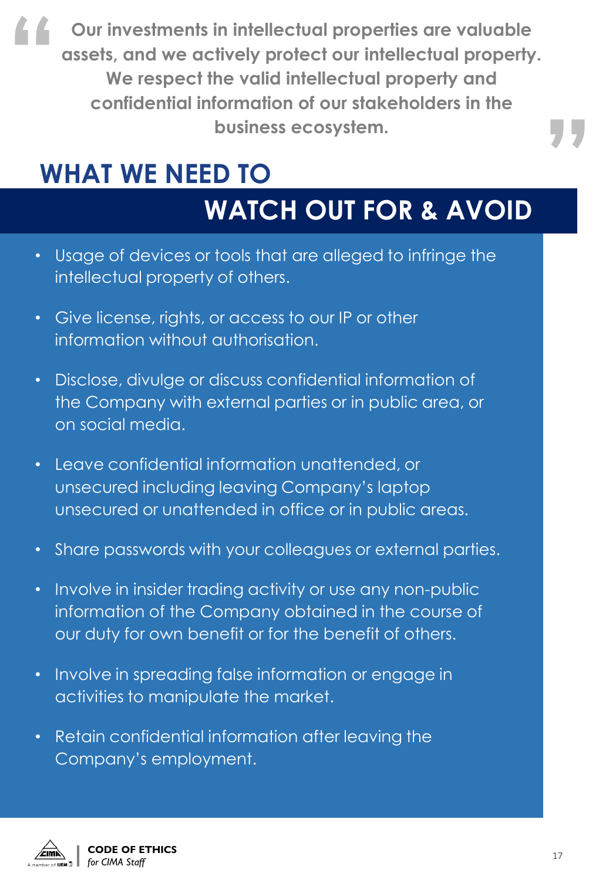> **Our investments in intellectual properties are valuable assets, and we actively protect our intellectual property. We respect the valid intellectual property and confidential information of our stakeholders in the business ecosystem.**

## WHAT WE NEED TO WATCH OUT FOR & AVOID

- Usage of devices or tools that are alleged to infringe the intellectual property of others.
- Give license, rights, or access to our IP or other information without authorisation.
- Disclose, divulge or discuss confidential information of the Company with external parties or in public area, or on social media.
- Leave confidential information unattended, or unsecured including leaving Company's laptop unsecured or unattended in office or in public areas.
- Share passwords with your colleagues or external parties.
- Involve in insider trading activity or use any non-public information of the Company obtained in the course of our duty for own benefit or for the benefit of others.
- Involve in spreading false information or engage in activities to manipulate the market.
- Retain confidential information after leaving the Company's employment.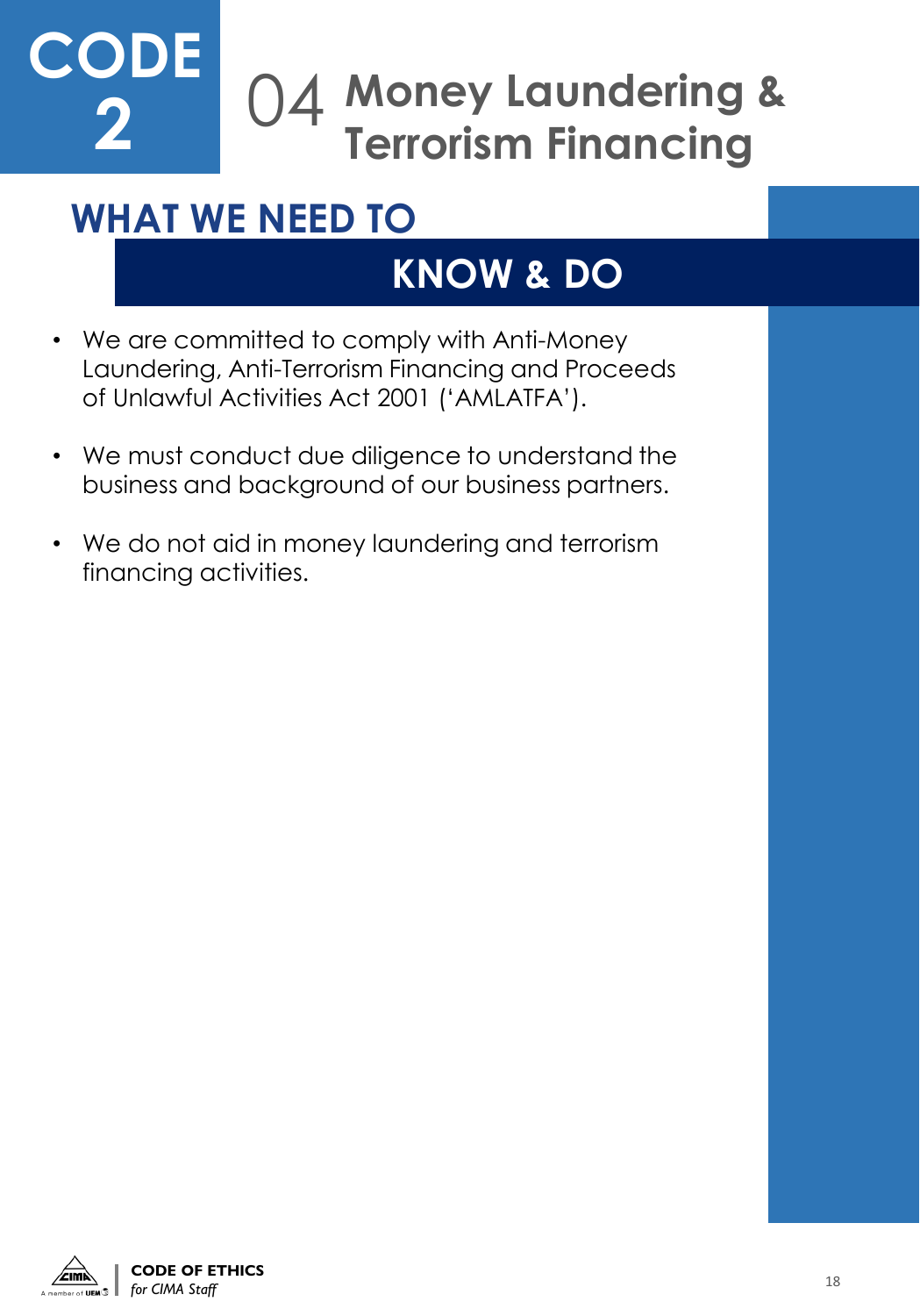# CODE 2

## 04 Money Laundering & Terrorism Financing

### WHAT WE NEED TO KNOW & DO

- We are committed to comply with Anti-Money Laundering, Anti-Terrorism Financing and Proceeds of Unlawful Activities Act 2001 ('AMLATFA').
- We must conduct due diligence to understand the business and background of our business partners.
- We do not aid in money laundering and terrorism financing activities.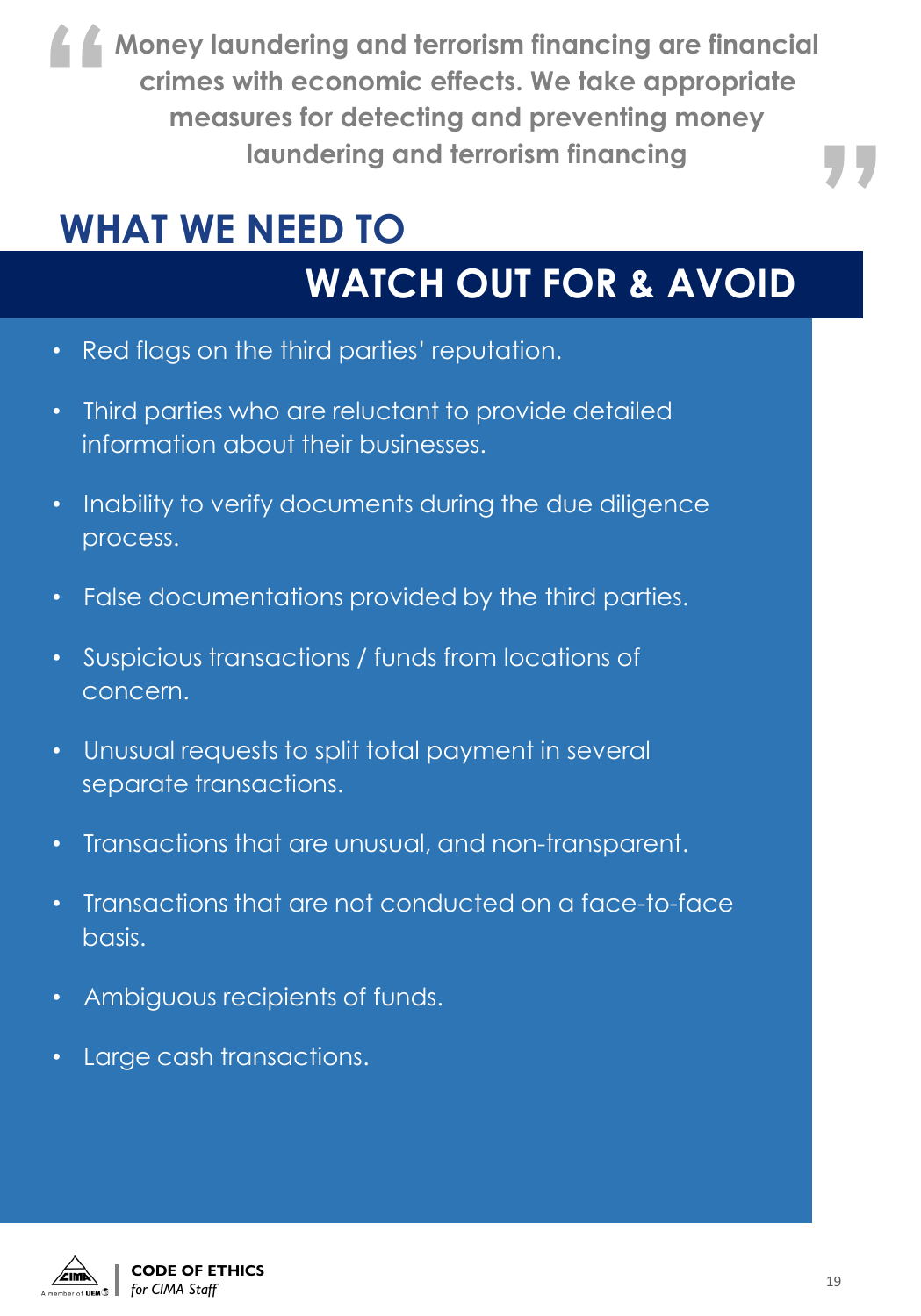> **Money laundering and terrorism financing are financial crimes with economic effects. We take appropriate measures for detecting and preventing money laundering and terrorism financing**

## WHAT WE NEED TO WATCH OUT FOR & AVOID

- Red flags on the third parties' reputation.
- Third parties who are reluctant to provide detailed information about their businesses.
- Inability to verify documents during the due diligence process.
- False documentations provided by the third parties.
- Suspicious transactions / funds from locations of concern.
- Unusual requests to split total payment in several separate transactions.
- Transactions that are unusual, and non-transparent.
- Transactions that are not conducted on a face-to-face basis.
- Ambiguous recipients of funds.
- Large cash transactions.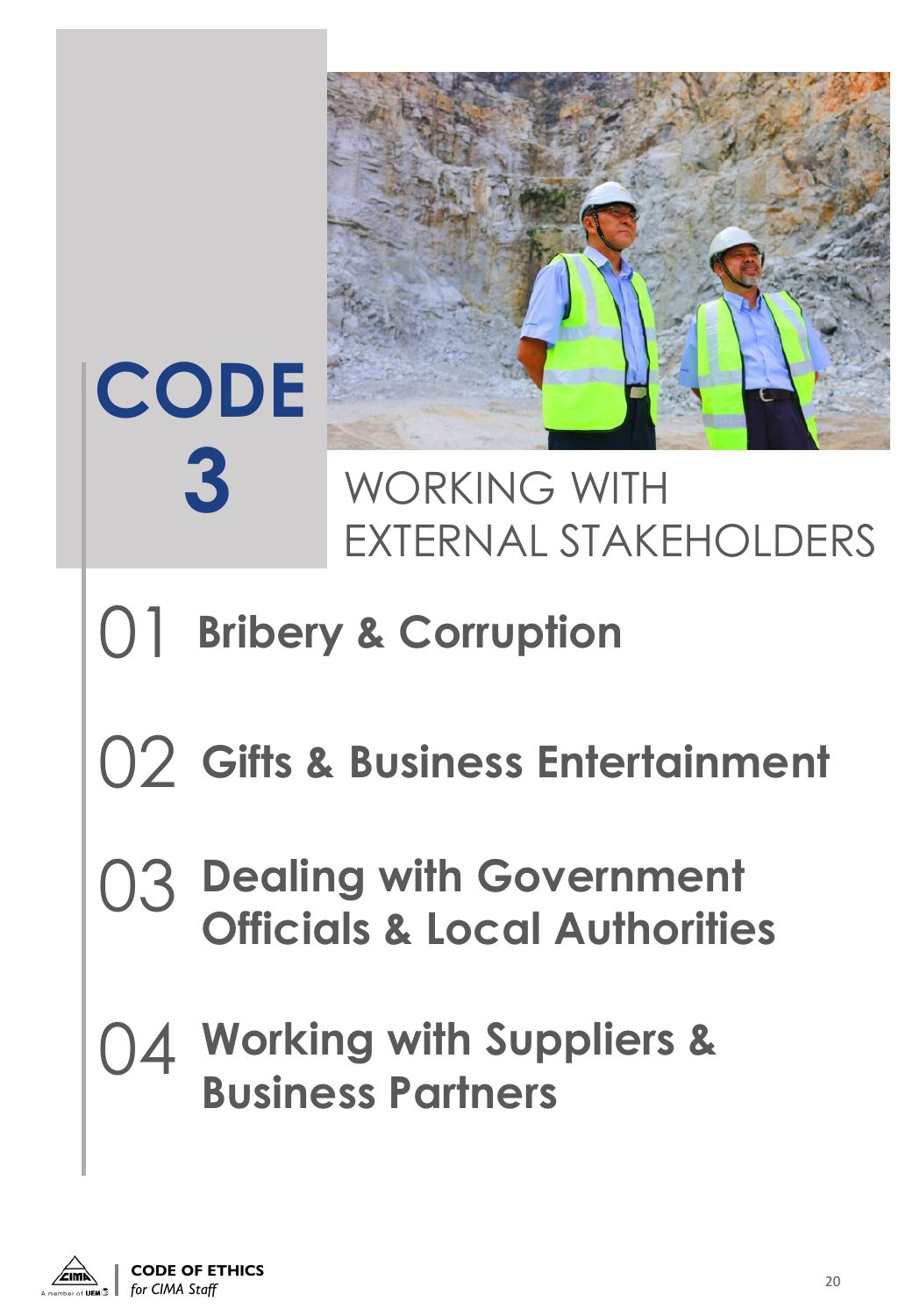# CODE 3

## WORKING WITH EXTERNAL STAKEHOLDERS

01 **Bribery & Corruption**

02 **Gifts & Business Entertainment**

03 **Dealing with Government Officials & Local Authorities**

04 **Working with Suppliers & Business Partners**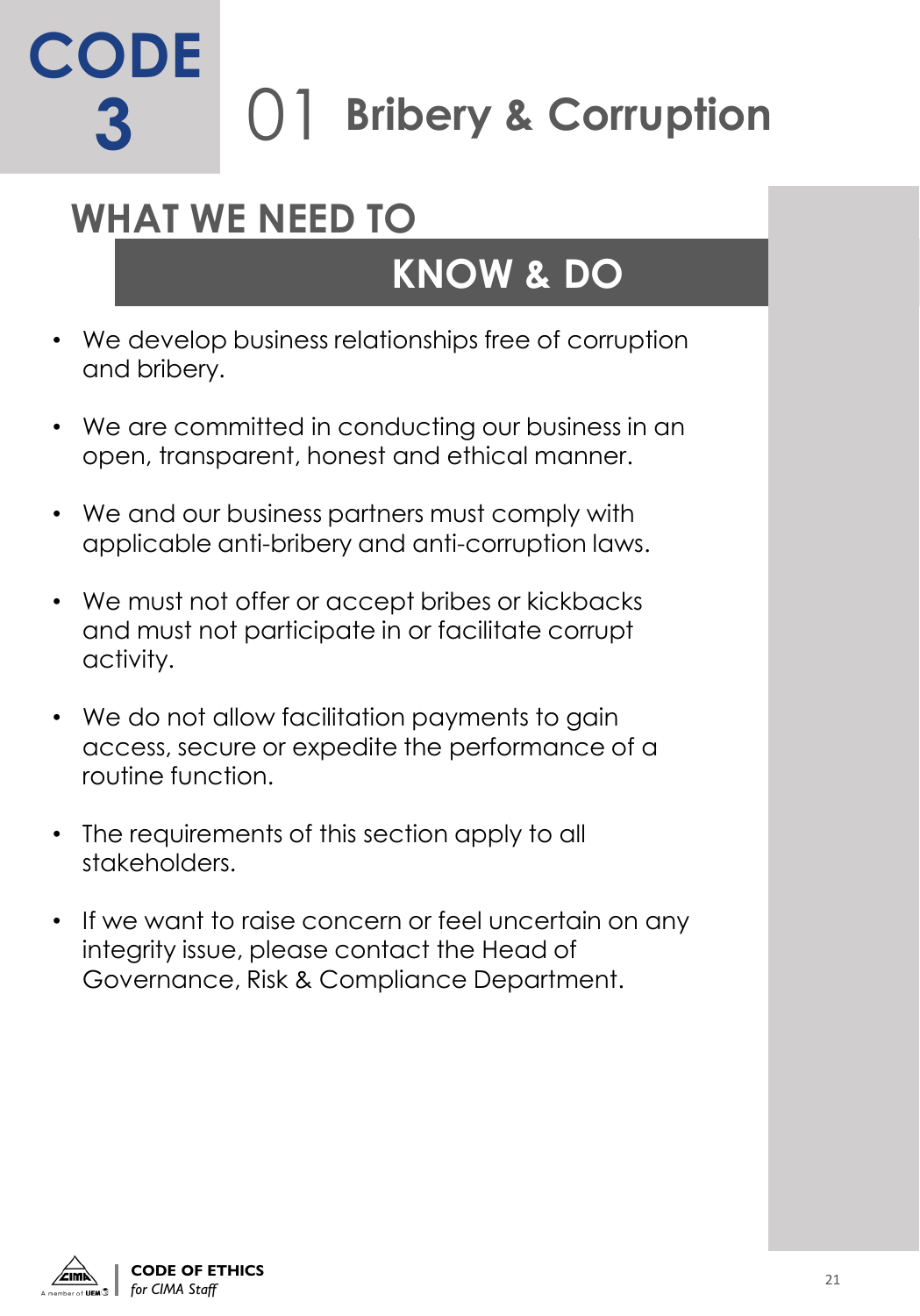# CODE 3

## 01 Bribery & Corruption

### WHAT WE NEED TO KNOW & DO

- We develop business relationships free of corruption and bribery.
- We are committed in conducting our business in an open, transparent, honest and ethical manner.
- We and our business partners must comply with applicable anti-bribery and anti-corruption laws.
- We must not offer or accept bribes or kickbacks and must not participate in or facilitate corrupt activity.
- We do not allow facilitation payments to gain access, secure or expedite the performance of a routine function.
- The requirements of this section apply to all stakeholders.
- If we want to raise concern or feel uncertain on any integrity issue, please contact the Head of Governance, Risk & Compliance Department.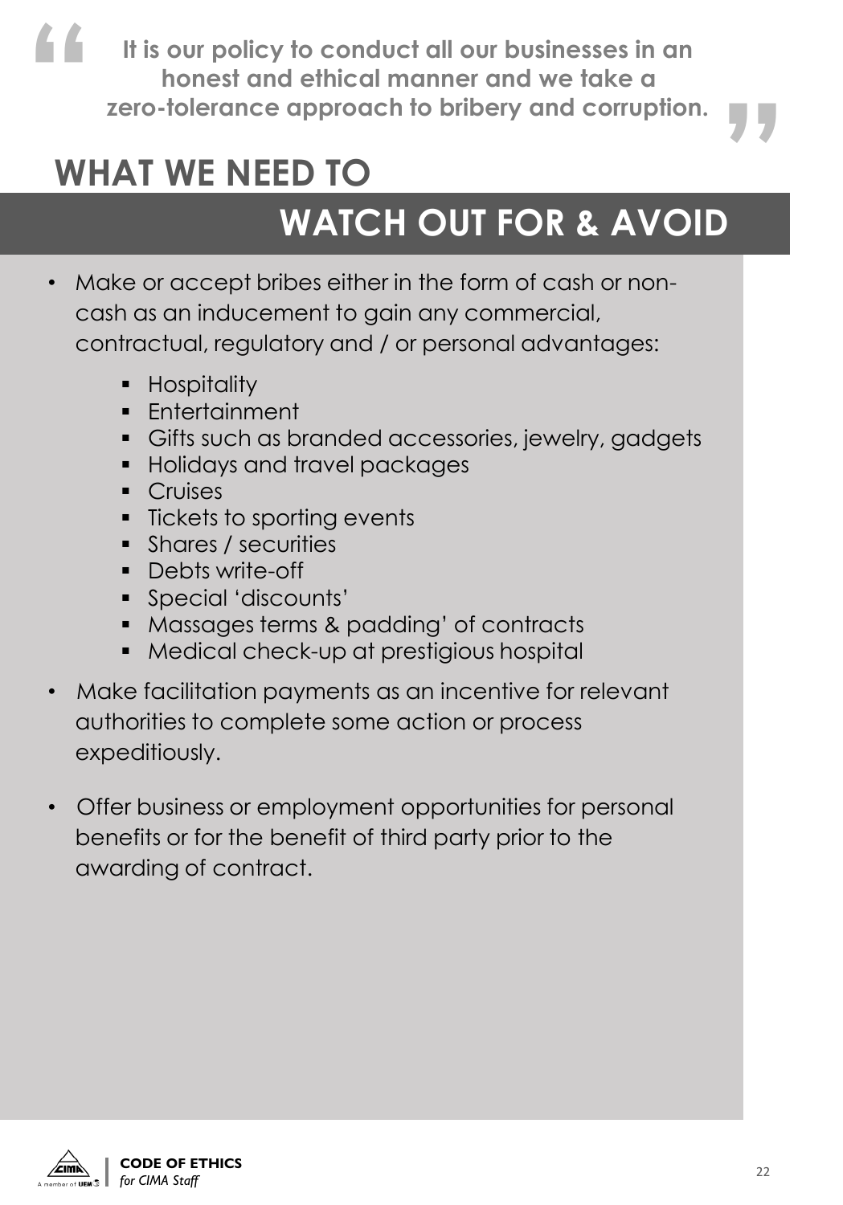> **It is our policy to conduct all our businesses in an honest and ethical manner and we take a zero-tolerance approach to bribery and corruption.**

# WHAT WE NEED TO WATCH OUT FOR & AVOID

- Make or accept bribes either in the form of cash or non-cash as an inducement to gain any commercial, contractual, regulatory and / or personal advantages:
  - Hospitality
  - Entertainment
  - Gifts such as branded accessories, jewelry, gadgets
  - Holidays and travel packages
  - Cruises
  - Tickets to sporting events
  - Shares / securities
  - Debts write-off
  - Special 'discounts'
  - Massages terms & padding' of contracts
  - Medical check-up at prestigious hospital
- Make facilitation payments as an incentive for relevant authorities to complete some action or process expeditiously.
- Offer business or employment opportunities for personal benefits or for the benefit of third party prior to the awarding of contract.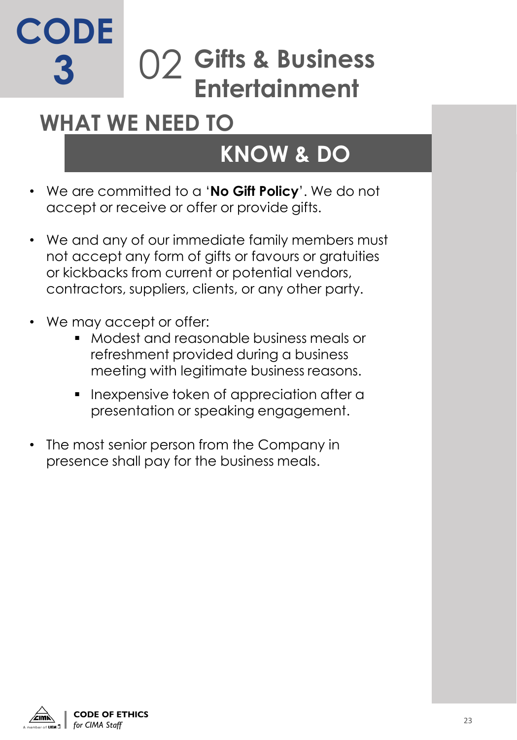# CODE 3

## 02 Gifts & Business Entertainment

### WHAT WE NEED TO KNOW & DO

- We are committed to a '**No Gift Policy**'. We do not accept or receive or offer or provide gifts.

- We and any of our immediate family members must not accept any form of gifts or favours or gratuities or kickbacks from current or potential vendors, contractors, suppliers, clients, or any other party.

- We may accept or offer:
  - Modest and reasonable business meals or refreshment provided during a business meeting with legitimate business reasons.
  - Inexpensive token of appreciation after a presentation or speaking engagement.

- The most senior person from the Company in presence shall pay for the business meals.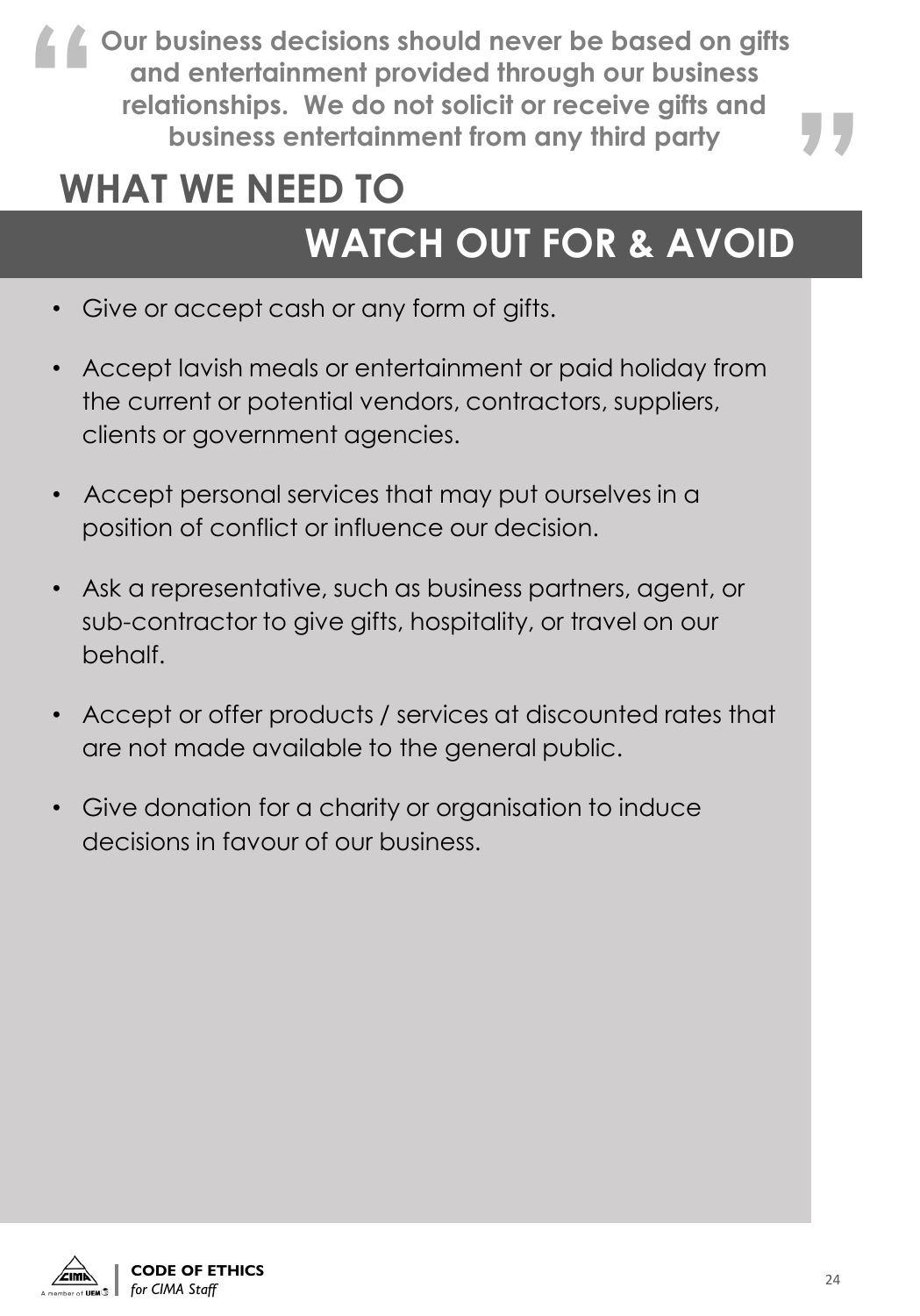> **Our business decisions should never be based on gifts and entertainment provided through our business relationships. We do not solicit or receive gifts and business entertainment from any third party**

# WHAT WE NEED TO WATCH OUT FOR & AVOID

- Give or accept cash or any form of gifts.
- Accept lavish meals or entertainment or paid holiday from the current or potential vendors, contractors, suppliers, clients or government agencies.
- Accept personal services that may put ourselves in a position of conflict or influence our decision.
- Ask a representative, such as business partners, agent, or sub-contractor to give gifts, hospitality, or travel on our behalf.
- Accept or offer products / services at discounted rates that are not made available to the general public.
- Give donation for a charity or organisation to induce decisions in favour of our business.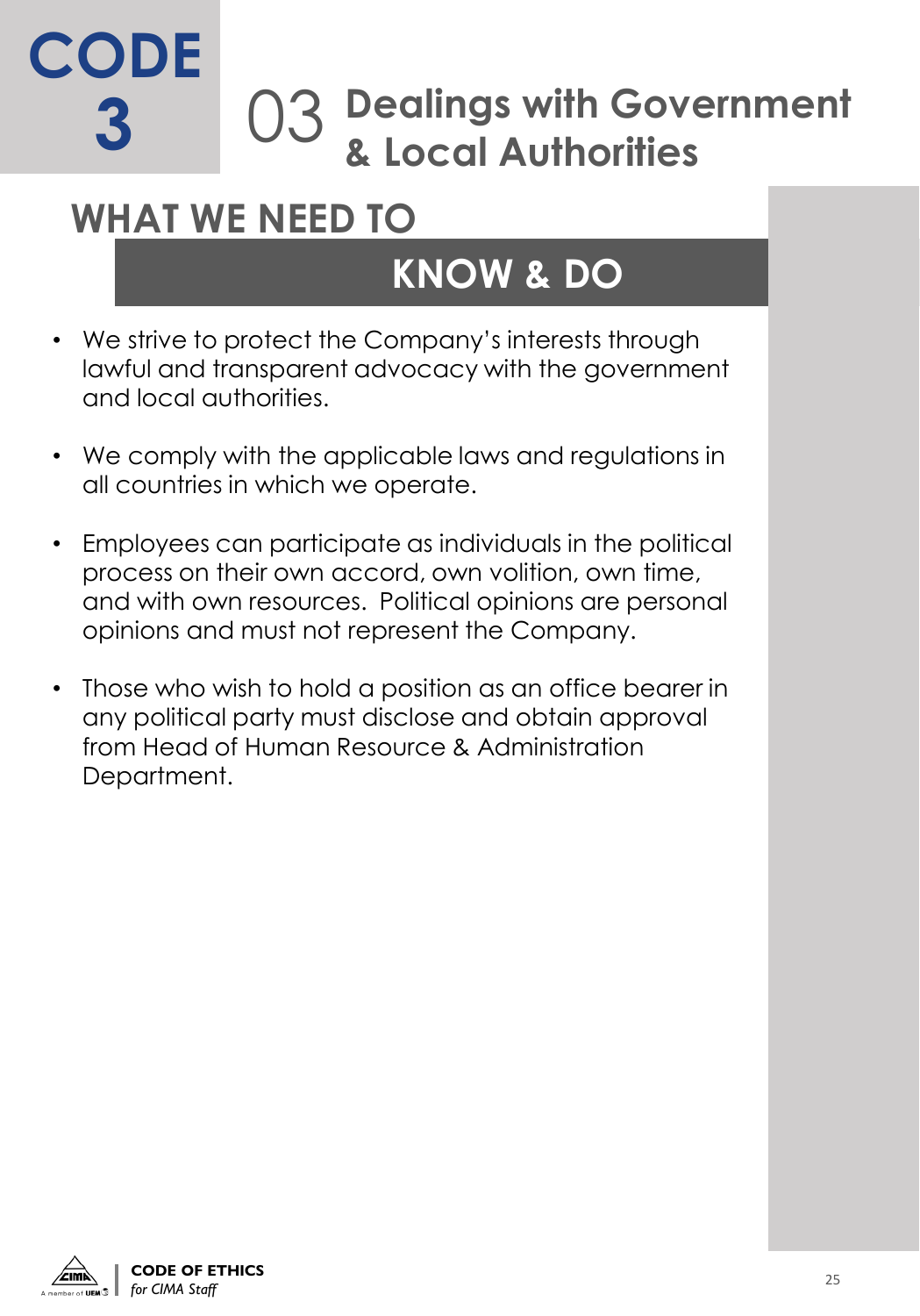# CODE 3

## 03 Dealings with Government & Local Authorities

### WHAT WE NEED TO KNOW & DO

- We strive to protect the Company's interests through lawful and transparent advocacy with the government and local authorities.
- We comply with the applicable laws and regulations in all countries in which we operate.
- Employees can participate as individuals in the political process on their own accord, own volition, own time, and with own resources. Political opinions are personal opinions and must not represent the Company.
- Those who wish to hold a position as an office bearer in any political party must disclose and obtain approval from Head of Human Resource & Administration Department.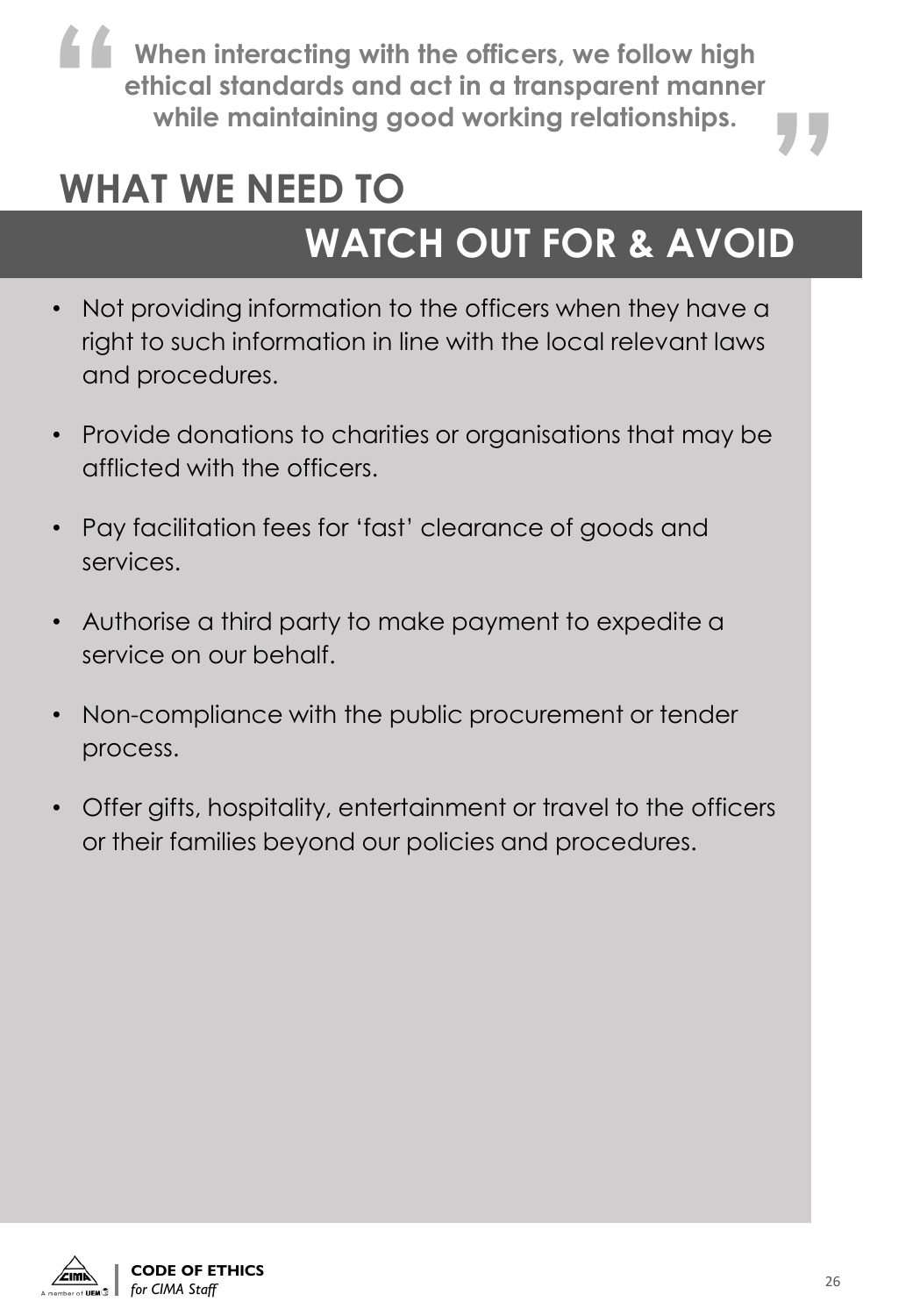> **When interacting with the officers, we follow high ethical standards and act in a transparent manner while maintaining good working relationships.**

# WHAT WE NEED TO WATCH OUT FOR & AVOID

- Not providing information to the officers when they have a right to such information in line with the local relevant laws and procedures.
- Provide donations to charities or organisations that may be afflicted with the officers.
- Pay facilitation fees for 'fast' clearance of goods and services.
- Authorise a third party to make payment to expedite a service on our behalf.
- Non-compliance with the public procurement or tender process.
- Offer gifts, hospitality, entertainment or travel to the officers or their families beyond our policies and procedures.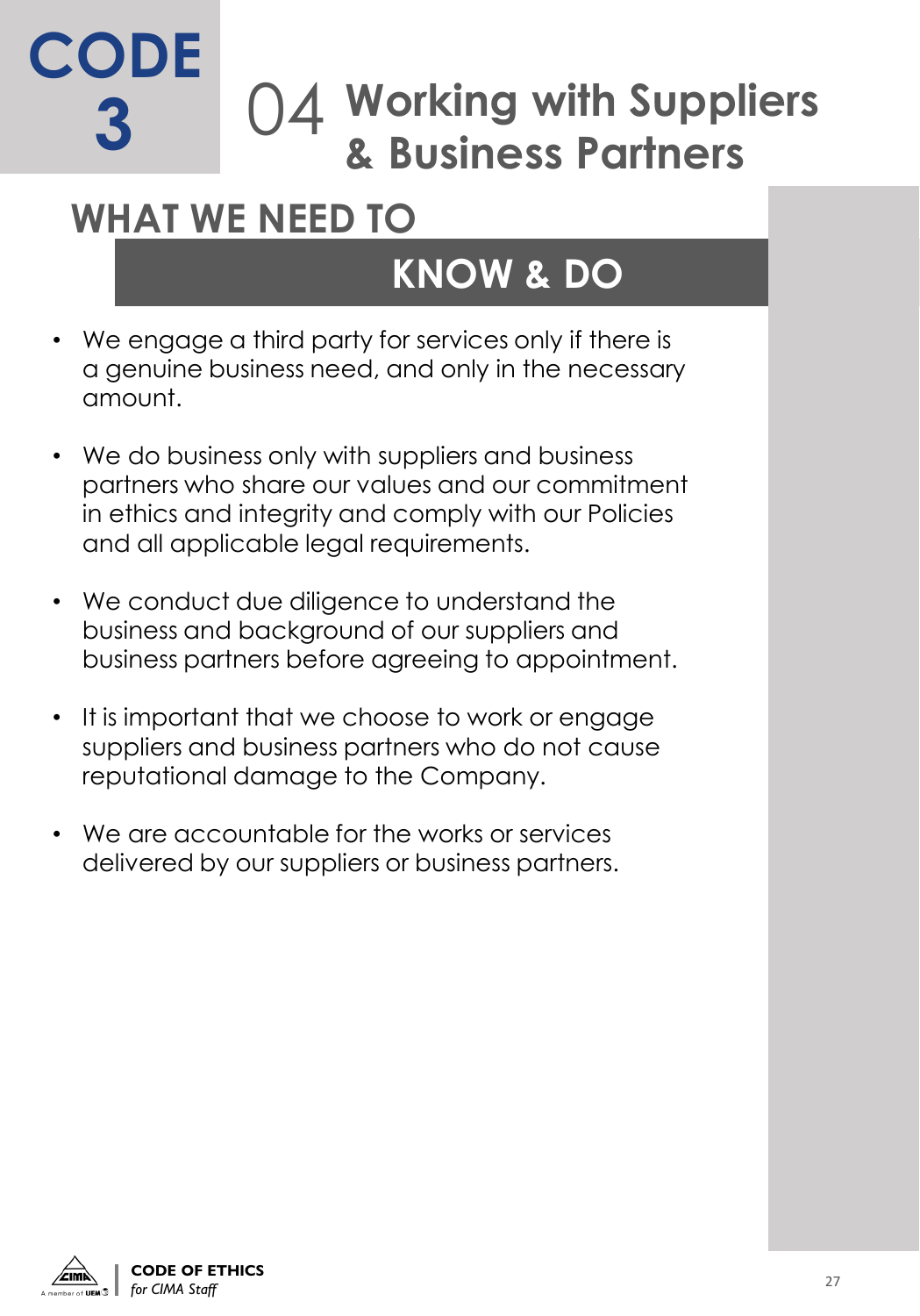# CODE 3

## 04 Working with Suppliers & Business Partners

### WHAT WE NEED TO KNOW & DO

- We engage a third party for services only if there is a genuine business need, and only in the necessary amount.
- We do business only with suppliers and business partners who share our values and our commitment in ethics and integrity and comply with our Policies and all applicable legal requirements.
- We conduct due diligence to understand the business and background of our suppliers and business partners before agreeing to appointment.
- It is important that we choose to work or engage suppliers and business partners who do not cause reputational damage to the Company.
- We are accountable for the works or services delivered by our suppliers or business partners.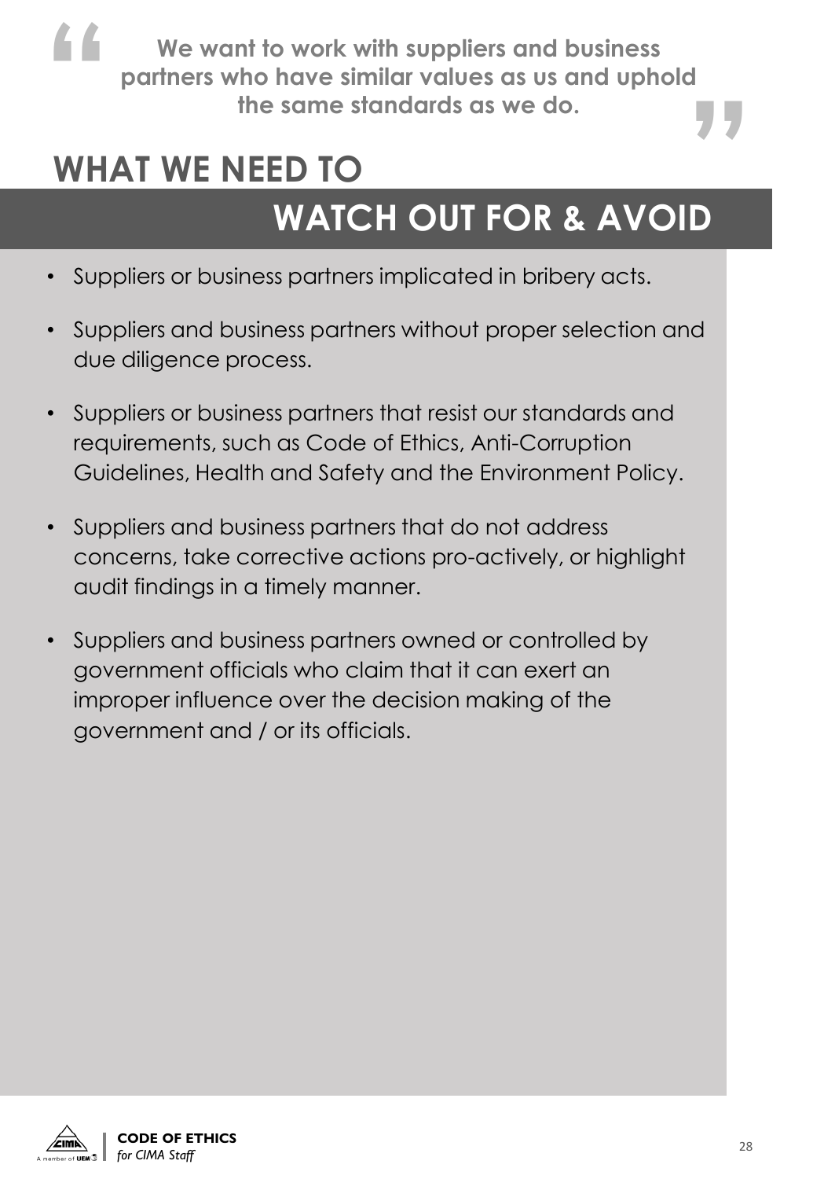> **We want to work with suppliers and business partners who have similar values as us and uphold the same standards as we do.**

# WHAT WE NEED TO WATCH OUT FOR & AVOID

- Suppliers or business partners implicated in bribery acts.
- Suppliers and business partners without proper selection and due diligence process.
- Suppliers or business partners that resist our standards and requirements, such as Code of Ethics, Anti-Corruption Guidelines, Health and Safety and the Environment Policy.
- Suppliers and business partners that do not address concerns, take corrective actions pro-actively, or highlight audit findings in a timely manner.
- Suppliers and business partners owned or controlled by government officials who claim that it can exert an improper influence over the decision making of the government and / or its officials.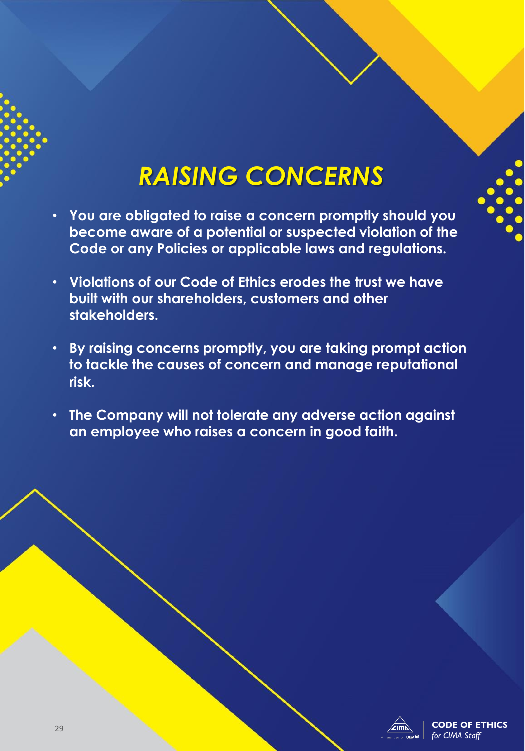# *RAISING CONCERNS*

- **You are obligated to raise a concern promptly should you become aware of a potential or suspected violation of the Code or any Policies or applicable laws and regulations.**
- **Violations of our Code of Ethics erodes the trust we have built with our shareholders, customers and other stakeholders.**
- **By raising concerns promptly, you are taking prompt action to tackle the causes of concern and manage reputational risk.**
- **The Company will not tolerate any adverse action against an employee who raises a concern in good faith.**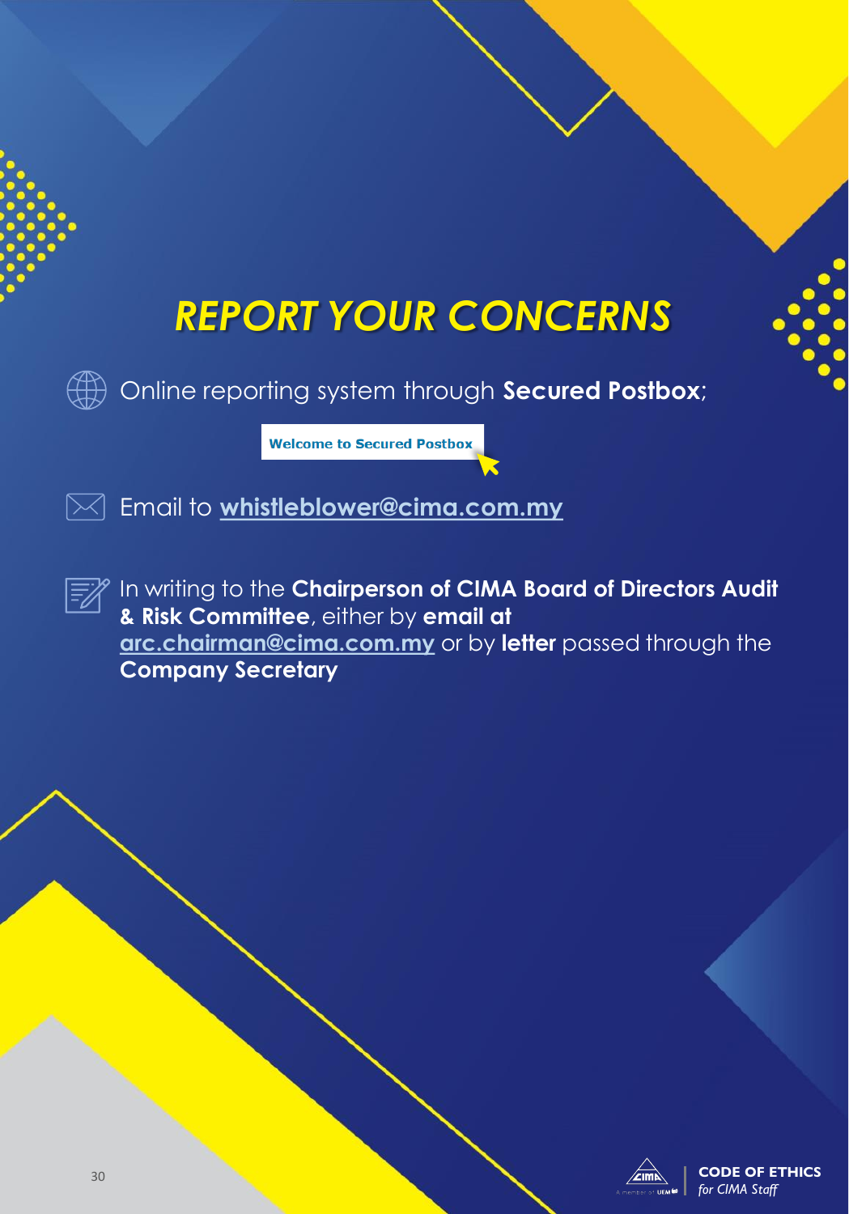# *REPORT YOUR CONCERNS*

- Online reporting system through **Secured Postbox**;

  **Welcome to Secured Postbox**

- Email to **whistleblower@cima.com.my**

- In writing to the **Chairperson of CIMA Board of Directors Audit & Risk Committee**, either by **email at** arc.chairman@cima.com.my or by **letter** passed through the **Company Secretary**